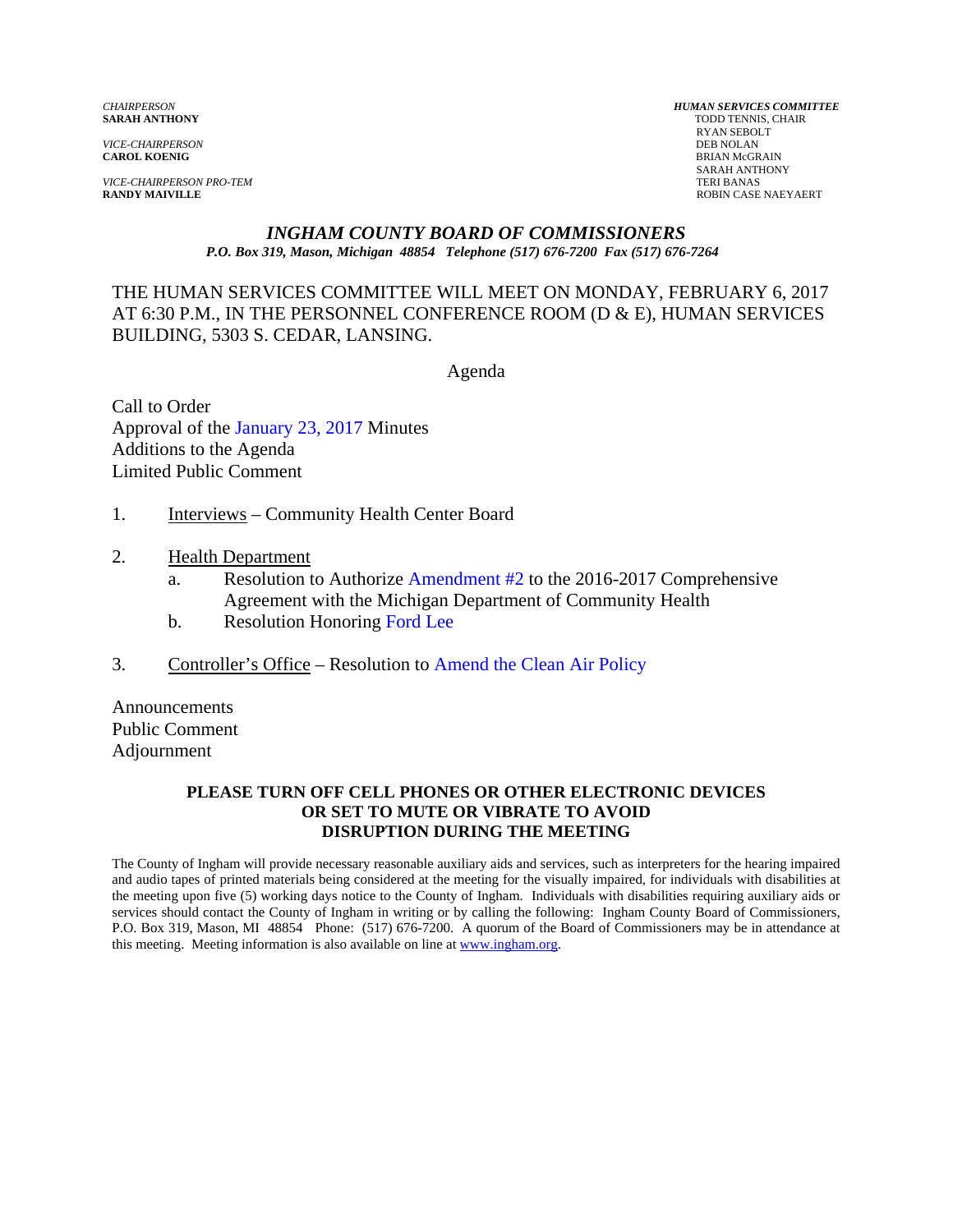*CHAIRPERSON*
**SARAH ANTHONY**

*VICE-CHAIRPERSON*
**CAROL KOENIG**

*VICE-CHAIRPERSON PRO-TEM*
**RANDY MAIVILLE**

***HUMAN SERVICES COMMITTEE***
TODD TENNIS, CHAIR
RYAN SEBOLT
DEB NOLAN
BRIAN McGRAIN
SARAH ANTHONY
TERI BANAS
ROBIN CASE NAEYAERT

# *INGHAM COUNTY BOARD OF COMMISSIONERS*

*P.O. Box 319, Mason, Michigan 48854 Telephone (517) 676-7200 Fax (517) 676-7264*

THE HUMAN SERVICES COMMITTEE WILL MEET ON MONDAY, FEBRUARY 6, 2017 AT 6:30 P.M., IN THE PERSONNEL CONFERENCE ROOM (D & E), HUMAN SERVICES BUILDING, 5303 S. CEDAR, LANSING.

Agenda

Call to Order
Approval of the January 23, 2017 Minutes
Additions to the Agenda
Limited Public Comment

1. Interviews – Community Health Center Board

2. Health Department
   a. Resolution to Authorize Amendment #2 to the 2016-2017 Comprehensive Agreement with the Michigan Department of Community Health
   b. Resolution Honoring Ford Lee

3. Controller's Office – Resolution to Amend the Clean Air Policy

Announcements
Public Comment
Adjournment

**PLEASE TURN OFF CELL PHONES OR OTHER ELECTRONIC DEVICES OR SET TO MUTE OR VIBRATE TO AVOID DISRUPTION DURING THE MEETING**

The County of Ingham will provide necessary reasonable auxiliary aids and services, such as interpreters for the hearing impaired and audio tapes of printed materials being considered at the meeting for the visually impaired, for individuals with disabilities at the meeting upon five (5) working days notice to the County of Ingham. Individuals with disabilities requiring auxiliary aids or services should contact the County of Ingham in writing or by calling the following: Ingham County Board of Commissioners, P.O. Box 319, Mason, MI 48854 Phone: (517) 676-7200. A quorum of the Board of Commissioners may be in attendance at this meeting. Meeting information is also available on line at www.ingham.org.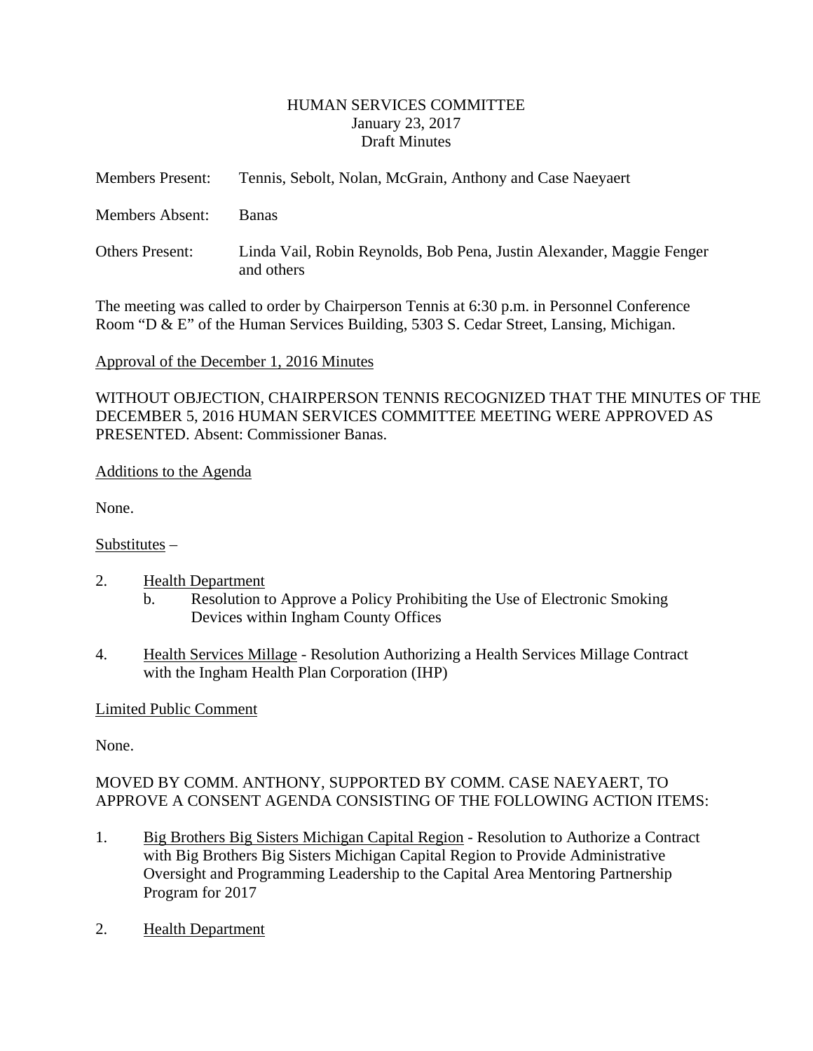HUMAN SERVICES COMMITTEE
January 23, 2017
Draft Minutes

Members Present: Tennis, Sebolt, Nolan, McGrain, Anthony and Case Naeyaert

Members Absent: Banas

Others Present: Linda Vail, Robin Reynolds, Bob Pena, Justin Alexander, Maggie Fenger and others

The meeting was called to order by Chairperson Tennis at 6:30 p.m. in Personnel Conference Room "D & E" of the Human Services Building, 5303 S. Cedar Street, Lansing, Michigan.

Approval of the December 1, 2016 Minutes

WITHOUT OBJECTION, CHAIRPERSON TENNIS RECOGNIZED THAT THE MINUTES OF THE DECEMBER 5, 2016 HUMAN SERVICES COMMITTEE MEETING WERE APPROVED AS PRESENTED. Absent: Commissioner Banas.

Additions to the Agenda

None.

Substitutes –

2. Health Department
   b. Resolution to Approve a Policy Prohibiting the Use of Electronic Smoking Devices within Ingham County Offices

4. Health Services Millage - Resolution Authorizing a Health Services Millage Contract with the Ingham Health Plan Corporation (IHP)

Limited Public Comment

None.

MOVED BY COMM. ANTHONY, SUPPORTED BY COMM. CASE NAEYAERT, TO APPROVE A CONSENT AGENDA CONSISTING OF THE FOLLOWING ACTION ITEMS:

1. Big Brothers Big Sisters Michigan Capital Region - Resolution to Authorize a Contract with Big Brothers Big Sisters Michigan Capital Region to Provide Administrative Oversight and Programming Leadership to the Capital Area Mentoring Partnership Program for 2017

2. Health Department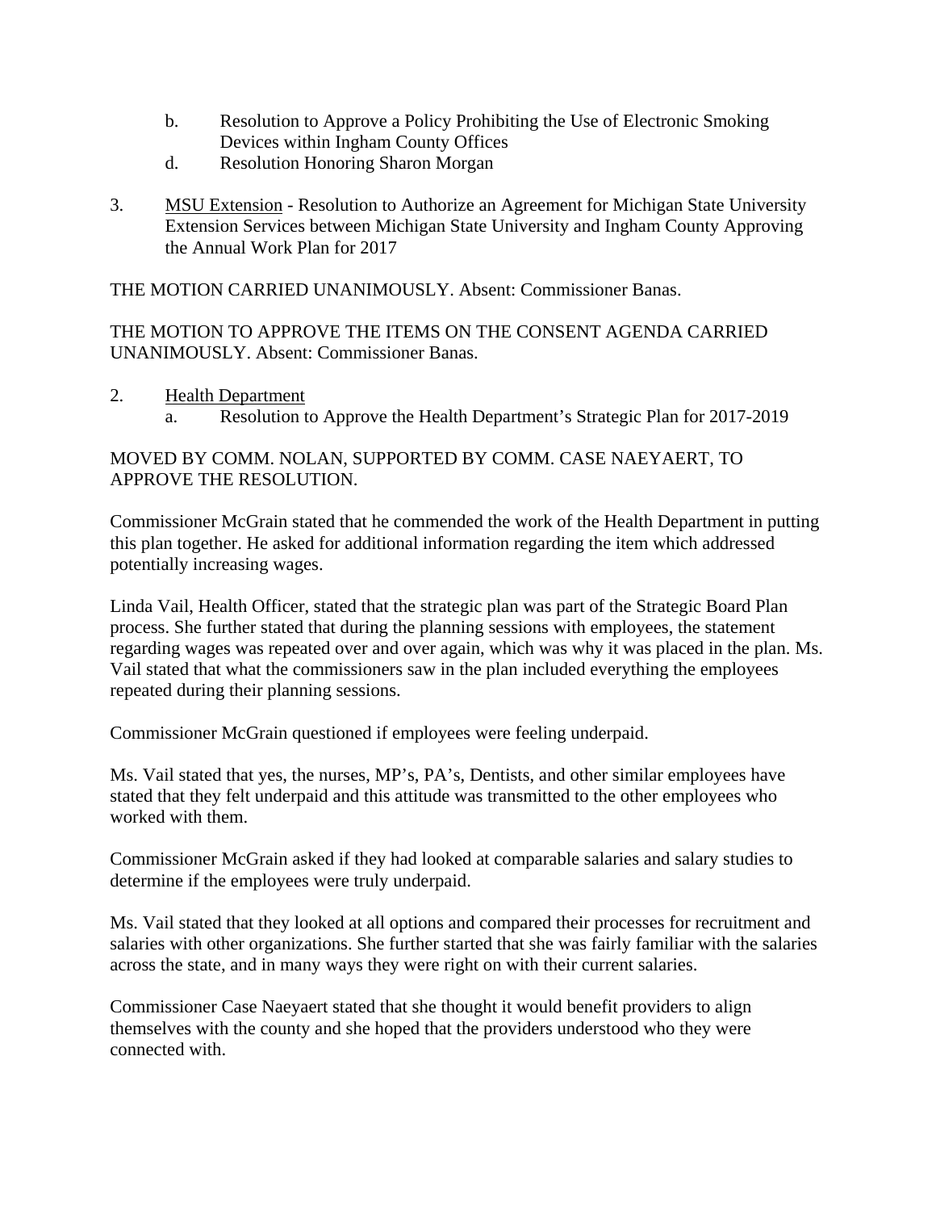b. Resolution to Approve a Policy Prohibiting the Use of Electronic Smoking Devices within Ingham County Offices

d. Resolution Honoring Sharon Morgan

3. MSU Extension - Resolution to Authorize an Agreement for Michigan State University Extension Services between Michigan State University and Ingham County Approving the Annual Work Plan for 2017

THE MOTION CARRIED UNANIMOUSLY. Absent: Commissioner Banas.

THE MOTION TO APPROVE THE ITEMS ON THE CONSENT AGENDA CARRIED UNANIMOUSLY. Absent: Commissioner Banas.

2. Health Department

a. Resolution to Approve the Health Department's Strategic Plan for 2017-2019

MOVED BY COMM. NOLAN, SUPPORTED BY COMM. CASE NAEYAERT, TO APPROVE THE RESOLUTION.

Commissioner McGrain stated that he commended the work of the Health Department in putting this plan together. He asked for additional information regarding the item which addressed potentially increasing wages.

Linda Vail, Health Officer, stated that the strategic plan was part of the Strategic Board Plan process. She further stated that during the planning sessions with employees, the statement regarding wages was repeated over and over again, which was why it was placed in the plan. Ms. Vail stated that what the commissioners saw in the plan included everything the employees repeated during their planning sessions.

Commissioner McGrain questioned if employees were feeling underpaid.

Ms. Vail stated that yes, the nurses, MP's, PA's, Dentists, and other similar employees have stated that they felt underpaid and this attitude was transmitted to the other employees who worked with them.

Commissioner McGrain asked if they had looked at comparable salaries and salary studies to determine if the employees were truly underpaid.

Ms. Vail stated that they looked at all options and compared their processes for recruitment and salaries with other organizations. She further started that she was fairly familiar with the salaries across the state, and in many ways they were right on with their current salaries.

Commissioner Case Naeyaert stated that she thought it would benefit providers to align themselves with the county and she hoped that the providers understood who they were connected with.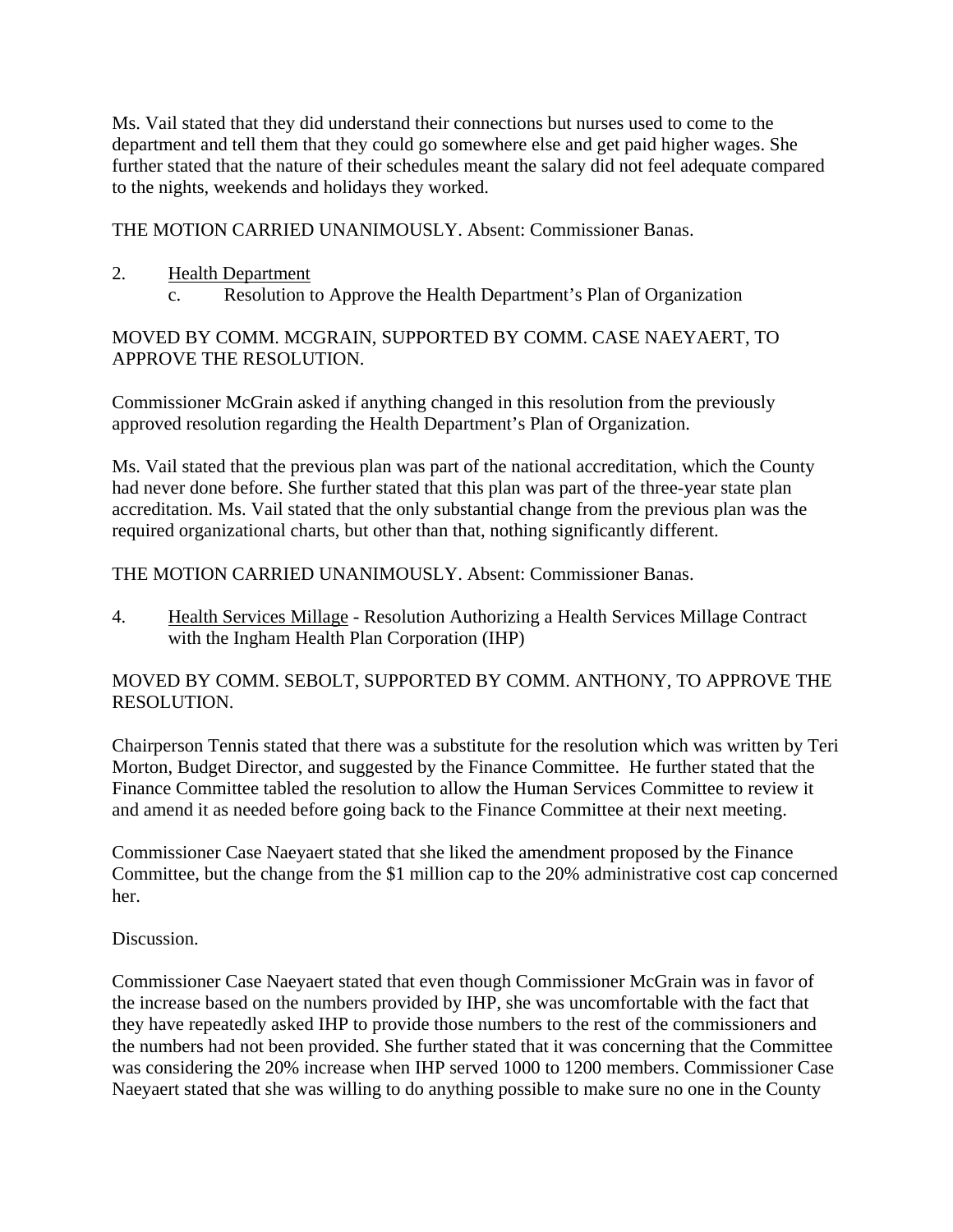Ms. Vail stated that they did understand their connections but nurses used to come to the department and tell them that they could go somewhere else and get paid higher wages. She further stated that the nature of their schedules meant the salary did not feel adequate compared to the nights, weekends and holidays they worked.

THE MOTION CARRIED UNANIMOUSLY. Absent: Commissioner Banas.

2. Health Department
   c. Resolution to Approve the Health Department's Plan of Organization

MOVED BY COMM. MCGRAIN, SUPPORTED BY COMM. CASE NAEYAERT, TO APPROVE THE RESOLUTION.

Commissioner McGrain asked if anything changed in this resolution from the previously approved resolution regarding the Health Department's Plan of Organization.

Ms. Vail stated that the previous plan was part of the national accreditation, which the County had never done before. She further stated that this plan was part of the three-year state plan accreditation. Ms. Vail stated that the only substantial change from the previous plan was the required organizational charts, but other than that, nothing significantly different.

THE MOTION CARRIED UNANIMOUSLY. Absent: Commissioner Banas.

4. Health Services Millage - Resolution Authorizing a Health Services Millage Contract with the Ingham Health Plan Corporation (IHP)

MOVED BY COMM. SEBOLT, SUPPORTED BY COMM. ANTHONY, TO APPROVE THE RESOLUTION.

Chairperson Tennis stated that there was a substitute for the resolution which was written by Teri Morton, Budget Director, and suggested by the Finance Committee. He further stated that the Finance Committee tabled the resolution to allow the Human Services Committee to review it and amend it as needed before going back to the Finance Committee at their next meeting.

Commissioner Case Naeyaert stated that she liked the amendment proposed by the Finance Committee, but the change from the $1 million cap to the 20% administrative cost cap concerned her.

Discussion.

Commissioner Case Naeyaert stated that even though Commissioner McGrain was in favor of the increase based on the numbers provided by IHP, she was uncomfortable with the fact that they have repeatedly asked IHP to provide those numbers to the rest of the commissioners and the numbers had not been provided. She further stated that it was concerning that the Committee was considering the 20% increase when IHP served 1000 to 1200 members. Commissioner Case Naeyaert stated that she was willing to do anything possible to make sure no one in the County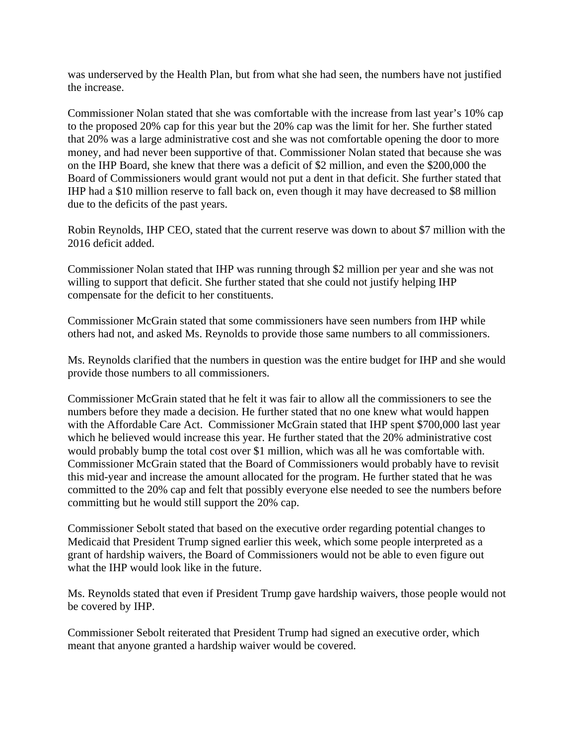was underserved by the Health Plan, but from what she had seen, the numbers have not justified the increase.

Commissioner Nolan stated that she was comfortable with the increase from last year's 10% cap to the proposed 20% cap for this year but the 20% cap was the limit for her. She further stated that 20% was a large administrative cost and she was not comfortable opening the door to more money, and had never been supportive of that. Commissioner Nolan stated that because she was on the IHP Board, she knew that there was a deficit of $2 million, and even the $200,000 the Board of Commissioners would grant would not put a dent in that deficit. She further stated that IHP had a $10 million reserve to fall back on, even though it may have decreased to $8 million due to the deficits of the past years.

Robin Reynolds, IHP CEO, stated that the current reserve was down to about $7 million with the 2016 deficit added.

Commissioner Nolan stated that IHP was running through $2 million per year and she was not willing to support that deficit. She further stated that she could not justify helping IHP compensate for the deficit to her constituents.

Commissioner McGrain stated that some commissioners have seen numbers from IHP while others had not, and asked Ms. Reynolds to provide those same numbers to all commissioners.

Ms. Reynolds clarified that the numbers in question was the entire budget for IHP and she would provide those numbers to all commissioners.

Commissioner McGrain stated that he felt it was fair to allow all the commissioners to see the numbers before they made a decision. He further stated that no one knew what would happen with the Affordable Care Act. Commissioner McGrain stated that IHP spent $700,000 last year which he believed would increase this year. He further stated that the 20% administrative cost would probably bump the total cost over $1 million, which was all he was comfortable with. Commissioner McGrain stated that the Board of Commissioners would probably have to revisit this mid-year and increase the amount allocated for the program. He further stated that he was committed to the 20% cap and felt that possibly everyone else needed to see the numbers before committing but he would still support the 20% cap.

Commissioner Sebolt stated that based on the executive order regarding potential changes to Medicaid that President Trump signed earlier this week, which some people interpreted as a grant of hardship waivers, the Board of Commissioners would not be able to even figure out what the IHP would look like in the future.

Ms. Reynolds stated that even if President Trump gave hardship waivers, those people would not be covered by IHP.

Commissioner Sebolt reiterated that President Trump had signed an executive order, which meant that anyone granted a hardship waiver would be covered.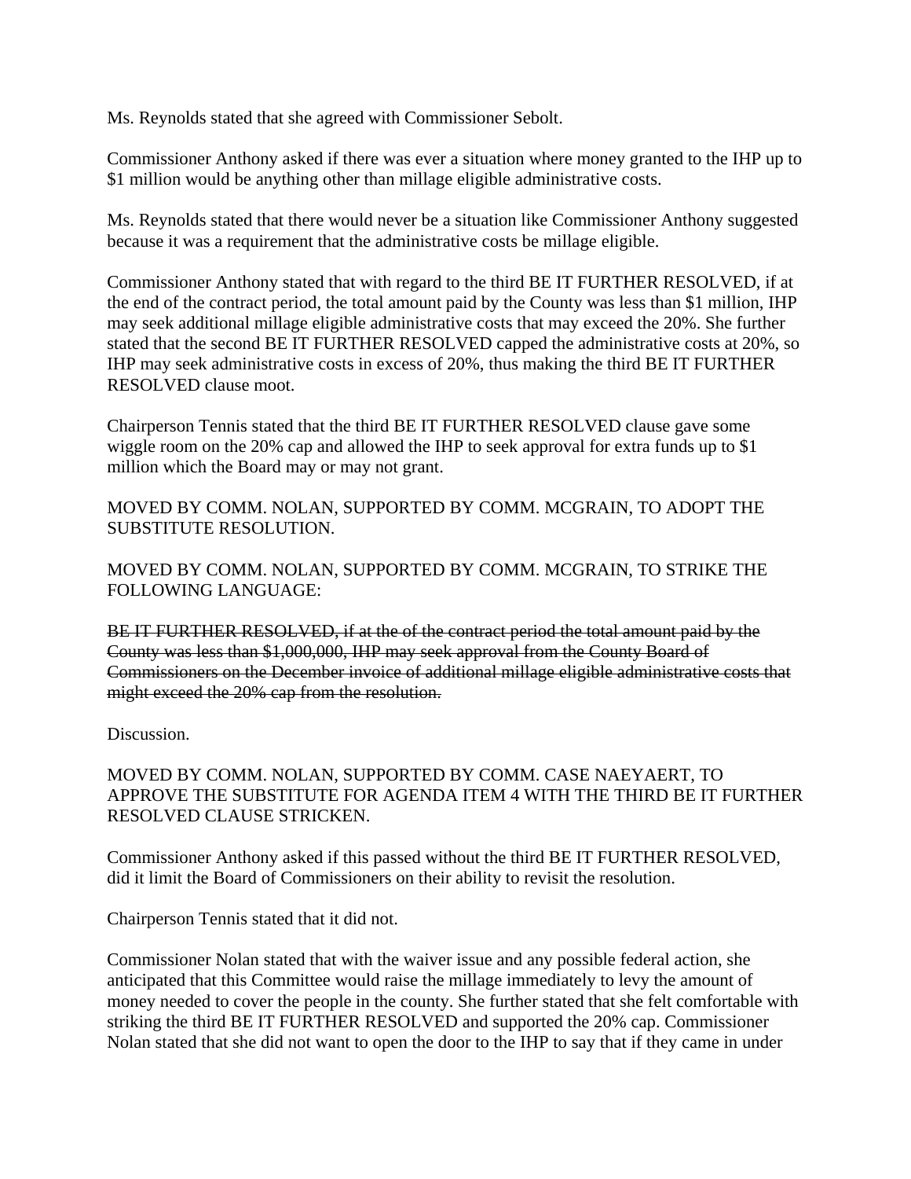Ms. Reynolds stated that she agreed with Commissioner Sebolt.

Commissioner Anthony asked if there was ever a situation where money granted to the IHP up to $1 million would be anything other than millage eligible administrative costs.

Ms. Reynolds stated that there would never be a situation like Commissioner Anthony suggested because it was a requirement that the administrative costs be millage eligible.

Commissioner Anthony stated that with regard to the third BE IT FURTHER RESOLVED, if at the end of the contract period, the total amount paid by the County was less than $1 million, IHP may seek additional millage eligible administrative costs that may exceed the 20%. She further stated that the second BE IT FURTHER RESOLVED capped the administrative costs at 20%, so IHP may seek administrative costs in excess of 20%, thus making the third BE IT FURTHER RESOLVED clause moot.

Chairperson Tennis stated that the third BE IT FURTHER RESOLVED clause gave some wiggle room on the 20% cap and allowed the IHP to seek approval for extra funds up to $1 million which the Board may or may not grant.

MOVED BY COMM. NOLAN, SUPPORTED BY COMM. MCGRAIN, TO ADOPT THE SUBSTITUTE RESOLUTION.

MOVED BY COMM. NOLAN, SUPPORTED BY COMM. MCGRAIN, TO STRIKE THE FOLLOWING LANGUAGE:

~~BE IT FURTHER RESOLVED, if at the of the contract period the total amount paid by the County was less than $1,000,000, IHP may seek approval from the County Board of Commissioners on the December invoice of additional millage eligible administrative costs that might exceed the 20% cap from the resolution.~~

Discussion.

MOVED BY COMM. NOLAN, SUPPORTED BY COMM. CASE NAEYAERT, TO APPROVE THE SUBSTITUTE FOR AGENDA ITEM 4 WITH THE THIRD BE IT FURTHER RESOLVED CLAUSE STRICKEN.

Commissioner Anthony asked if this passed without the third BE IT FURTHER RESOLVED, did it limit the Board of Commissioners on their ability to revisit the resolution.

Chairperson Tennis stated that it did not.

Commissioner Nolan stated that with the waiver issue and any possible federal action, she anticipated that this Committee would raise the millage immediately to levy the amount of money needed to cover the people in the county. She further stated that she felt comfortable with striking the third BE IT FURTHER RESOLVED and supported the 20% cap. Commissioner Nolan stated that she did not want to open the door to the IHP to say that if they came in under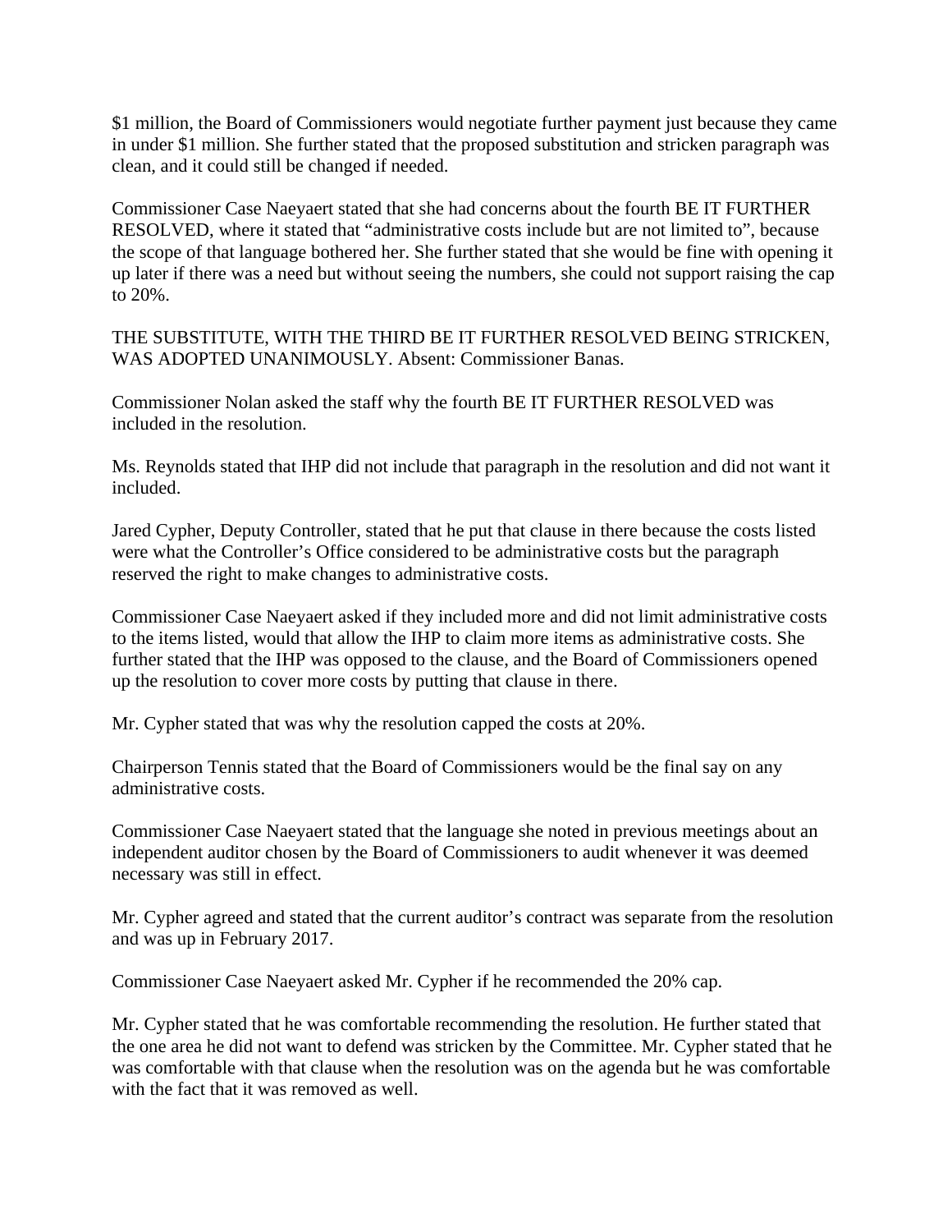$1 million, the Board of Commissioners would negotiate further payment just because they came in under $1 million. She further stated that the proposed substitution and stricken paragraph was clean, and it could still be changed if needed.

Commissioner Case Naeyaert stated that she had concerns about the fourth BE IT FURTHER RESOLVED, where it stated that “administrative costs include but are not limited to”, because the scope of that language bothered her. She further stated that she would be fine with opening it up later if there was a need but without seeing the numbers, she could not support raising the cap to 20%.

THE SUBSTITUTE, WITH THE THIRD BE IT FURTHER RESOLVED BEING STRICKEN, WAS ADOPTED UNANIMOUSLY. Absent: Commissioner Banas.

Commissioner Nolan asked the staff why the fourth BE IT FURTHER RESOLVED was included in the resolution.

Ms. Reynolds stated that IHP did not include that paragraph in the resolution and did not want it included.

Jared Cypher, Deputy Controller, stated that he put that clause in there because the costs listed were what the Controller’s Office considered to be administrative costs but the paragraph reserved the right to make changes to administrative costs.

Commissioner Case Naeyaert asked if they included more and did not limit administrative costs to the items listed, would that allow the IHP to claim more items as administrative costs. She further stated that the IHP was opposed to the clause, and the Board of Commissioners opened up the resolution to cover more costs by putting that clause in there.

Mr. Cypher stated that was why the resolution capped the costs at 20%.

Chairperson Tennis stated that the Board of Commissioners would be the final say on any administrative costs.

Commissioner Case Naeyaert stated that the language she noted in previous meetings about an independent auditor chosen by the Board of Commissioners to audit whenever it was deemed necessary was still in effect.

Mr. Cypher agreed and stated that the current auditor’s contract was separate from the resolution and was up in February 2017.

Commissioner Case Naeyaert asked Mr. Cypher if he recommended the 20% cap.

Mr. Cypher stated that he was comfortable recommending the resolution. He further stated that the one area he did not want to defend was stricken by the Committee. Mr. Cypher stated that he was comfortable with that clause when the resolution was on the agenda but he was comfortable with the fact that it was removed as well.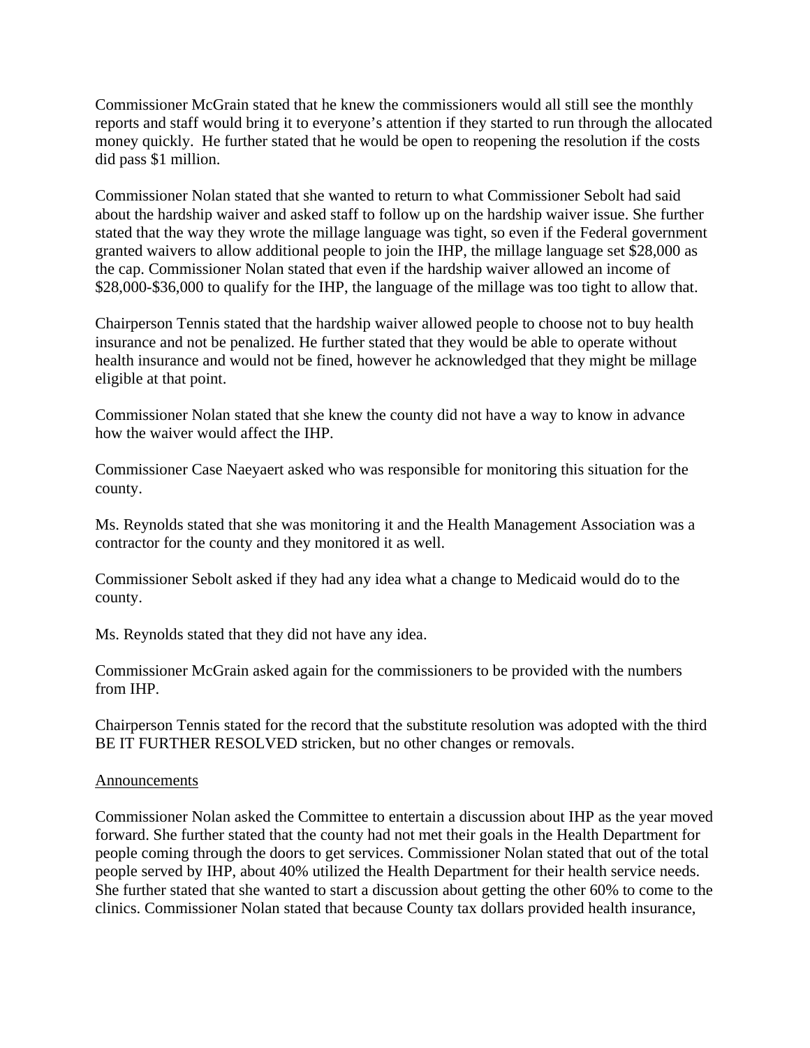Commissioner McGrain stated that he knew the commissioners would all still see the monthly reports and staff would bring it to everyone's attention if they started to run through the allocated money quickly. He further stated that he would be open to reopening the resolution if the costs did pass $1 million.

Commissioner Nolan stated that she wanted to return to what Commissioner Sebolt had said about the hardship waiver and asked staff to follow up on the hardship waiver issue. She further stated that the way they wrote the millage language was tight, so even if the Federal government granted waivers to allow additional people to join the IHP, the millage language set $28,000 as the cap. Commissioner Nolan stated that even if the hardship waiver allowed an income of $28,000-$36,000 to qualify for the IHP, the language of the millage was too tight to allow that.

Chairperson Tennis stated that the hardship waiver allowed people to choose not to buy health insurance and not be penalized. He further stated that they would be able to operate without health insurance and would not be fined, however he acknowledged that they might be millage eligible at that point.

Commissioner Nolan stated that she knew the county did not have a way to know in advance how the waiver would affect the IHP.

Commissioner Case Naeyaert asked who was responsible for monitoring this situation for the county.

Ms. Reynolds stated that she was monitoring it and the Health Management Association was a contractor for the county and they monitored it as well.

Commissioner Sebolt asked if they had any idea what a change to Medicaid would do to the county.

Ms. Reynolds stated that they did not have any idea.

Commissioner McGrain asked again for the commissioners to be provided with the numbers from IHP.

Chairperson Tennis stated for the record that the substitute resolution was adopted with the third BE IT FURTHER RESOLVED stricken, but no other changes or removals.

Announcements

Commissioner Nolan asked the Committee to entertain a discussion about IHP as the year moved forward. She further stated that the county had not met their goals in the Health Department for people coming through the doors to get services. Commissioner Nolan stated that out of the total people served by IHP, about 40% utilized the Health Department for their health service needs. She further stated that she wanted to start a discussion about getting the other 60% to come to the clinics. Commissioner Nolan stated that because County tax dollars provided health insurance,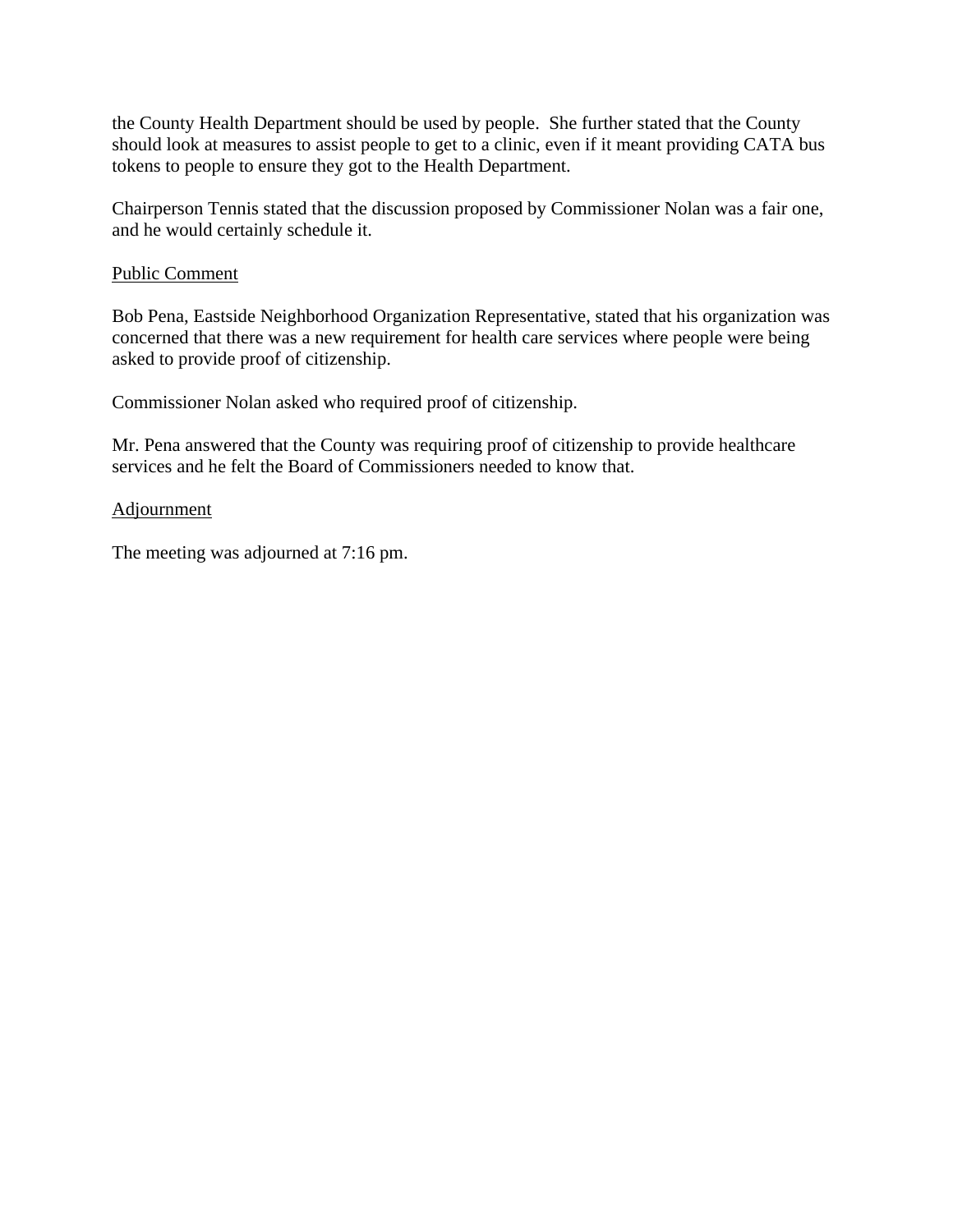the County Health Department should be used by people.  She further stated that the County should look at measures to assist people to get to a clinic, even if it meant providing CATA bus tokens to people to ensure they got to the Health Department.

Chairperson Tennis stated that the discussion proposed by Commissioner Nolan was a fair one, and he would certainly schedule it.

<u>Public Comment</u>

Bob Pena, Eastside Neighborhood Organization Representative, stated that his organization was concerned that there was a new requirement for health care services where people were being asked to provide proof of citizenship.

Commissioner Nolan asked who required proof of citizenship.

Mr. Pena answered that the County was requiring proof of citizenship to provide healthcare services and he felt the Board of Commissioners needed to know that.

<u>Adjournment</u>

The meeting was adjourned at 7:16 pm.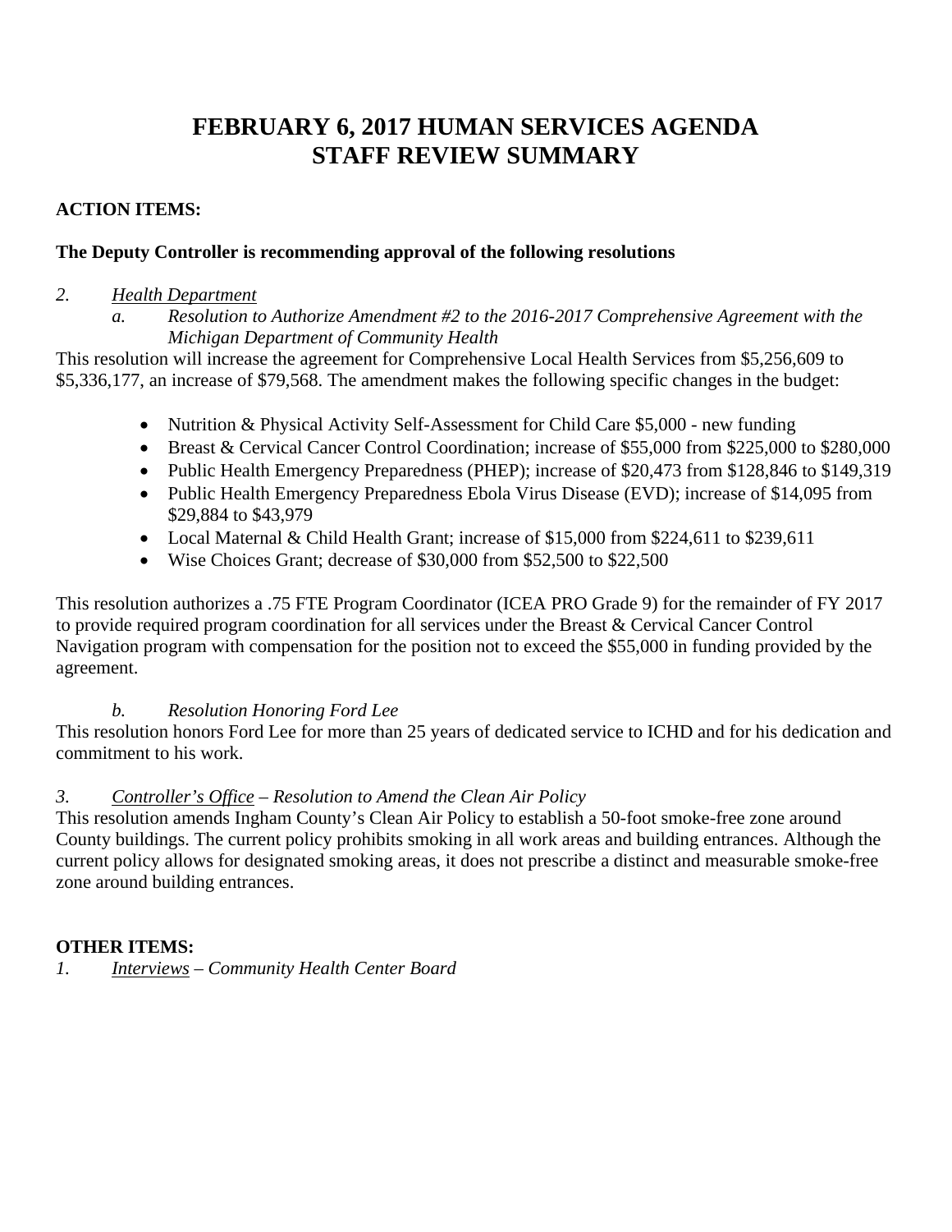# FEBRUARY 6, 2017 HUMAN SERVICES AGENDA STAFF REVIEW SUMMARY

**ACTION ITEMS:**

**The Deputy Controller is recommending approval of the following resolutions**

*2.* <u>*Health Department*</u>

*a. Resolution to Authorize Amendment #2 to the 2016-2017 Comprehensive Agreement with the Michigan Department of Community Health*

This resolution will increase the agreement for Comprehensive Local Health Services from $5,256,609 to $5,336,177, an increase of $79,568. The amendment makes the following specific changes in the budget:

- Nutrition & Physical Activity Self-Assessment for Child Care $5,000 - new funding
- Breast & Cervical Cancer Control Coordination; increase of $55,000 from $225,000 to $280,000
- Public Health Emergency Preparedness (PHEP); increase of $20,473 from $128,846 to $149,319
- Public Health Emergency Preparedness Ebola Virus Disease (EVD); increase of $14,095 from $29,884 to $43,979
- Local Maternal & Child Health Grant; increase of $15,000 from $224,611 to $239,611
- Wise Choices Grant; decrease of $30,000 from $52,500 to $22,500

This resolution authorizes a .75 FTE Program Coordinator (ICEA PRO Grade 9) for the remainder of FY 2017 to provide required program coordination for all services under the Breast & Cervical Cancer Control Navigation program with compensation for the position not to exceed the $55,000 in funding provided by the agreement.

*b. Resolution Honoring Ford Lee*

This resolution honors Ford Lee for more than 25 years of dedicated service to ICHD and for his dedication and commitment to his work.

*3.* <u>*Controller's Office*</u> *– Resolution to Amend the Clean Air Policy*

This resolution amends Ingham County's Clean Air Policy to establish a 50-foot smoke-free zone around County buildings. The current policy prohibits smoking in all work areas and building entrances. Although the current policy allows for designated smoking areas, it does not prescribe a distinct and measurable smoke-free zone around building entrances.

**OTHER ITEMS:**

*1.* <u>*Interviews*</u> *– Community Health Center Board*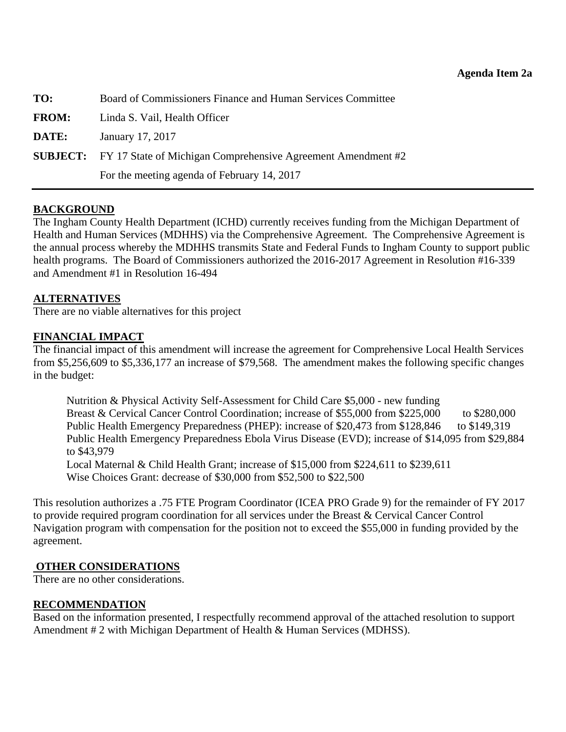**Agenda Item 2a**

**TO:** Board of Commissioners Finance and Human Services Committee

**FROM:** Linda S. Vail, Health Officer

**DATE:** January 17, 2017

**SUBJECT:** FY 17 State of Michigan Comprehensive Agreement Amendment #2

For the meeting agenda of February 14, 2017

---

**BACKGROUND**

The Ingham County Health Department (ICHD) currently receives funding from the Michigan Department of Health and Human Services (MDHHS) via the Comprehensive Agreement. The Comprehensive Agreement is the annual process whereby the MDHHS transmits State and Federal Funds to Ingham County to support public health programs. The Board of Commissioners authorized the 2016-2017 Agreement in Resolution #16-339 and Amendment #1 in Resolution 16-494

**ALTERNATIVES**

There are no viable alternatives for this project

**FINANCIAL IMPACT**

The financial impact of this amendment will increase the agreement for Comprehensive Local Health Services from $5,256,609 to $5,336,177 an increase of $79,568. The amendment makes the following specific changes in the budget:

Nutrition & Physical Activity Self-Assessment for Child Care $5,000 - new funding
Breast & Cervical Cancer Control Coordination; increase of $55,000 from $225,000 to $280,000
Public Health Emergency Preparedness (PHEP): increase of $20,473 from $128,846 to $149,319
Public Health Emergency Preparedness Ebola Virus Disease (EVD); increase of $14,095 from $29,884 to $43,979
Local Maternal & Child Health Grant; increase of $15,000 from $224,611 to $239,611
Wise Choices Grant: decrease of $30,000 from $52,500 to $22,500

This resolution authorizes a .75 FTE Program Coordinator (ICEA PRO Grade 9) for the remainder of FY 2017 to provide required program coordination for all services under the Breast & Cervical Cancer Control Navigation program with compensation for the position not to exceed the $55,000 in funding provided by the agreement.

**OTHER CONSIDERATIONS**

There are no other considerations.

**RECOMMENDATION**

Based on the information presented, I respectfully recommend approval of the attached resolution to support Amendment # 2 with Michigan Department of Health & Human Services (MDHSS).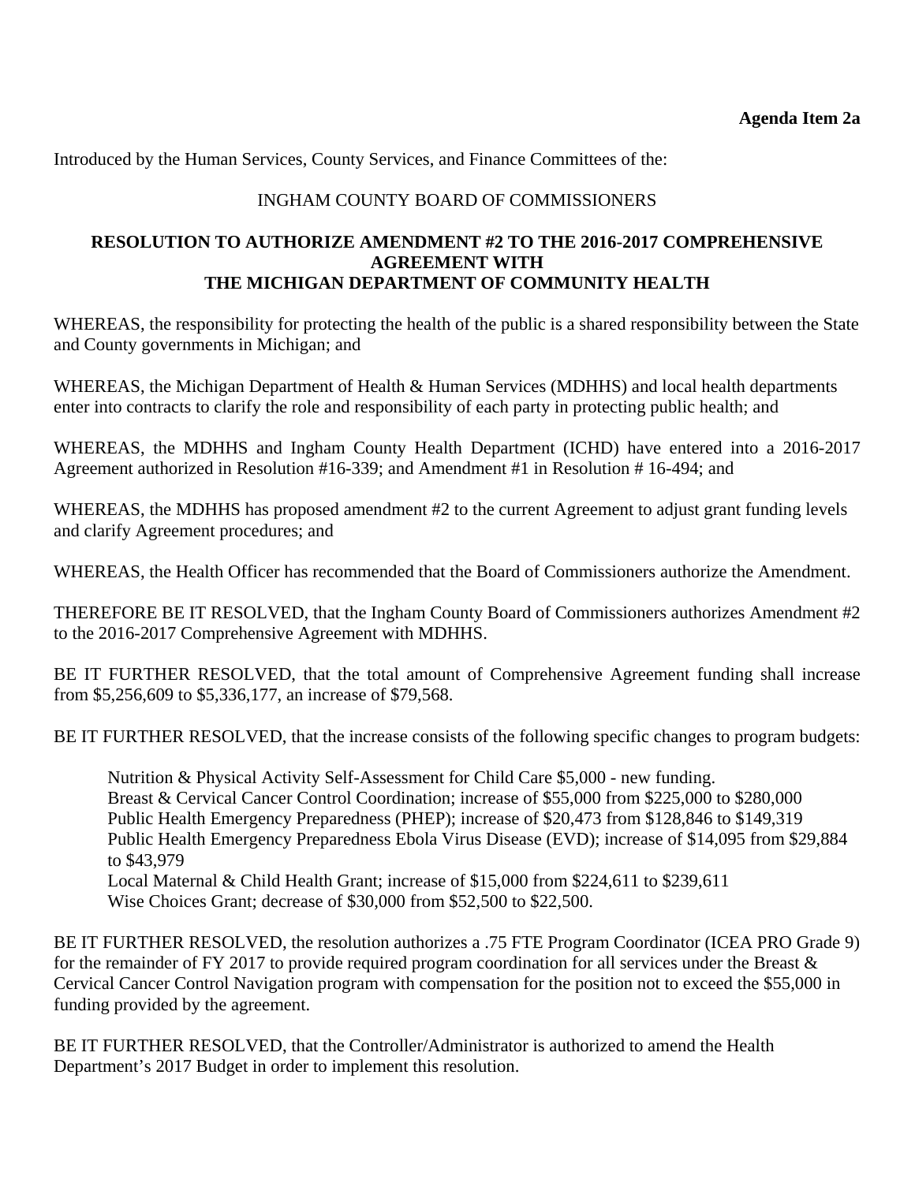**Agenda Item 2a**

Introduced by the Human Services, County Services, and Finance Committees of the:

INGHAM COUNTY BOARD OF COMMISSIONERS

**RESOLUTION TO AUTHORIZE AMENDMENT #2 TO THE 2016-2017 COMPREHENSIVE AGREEMENT WITH THE MICHIGAN DEPARTMENT OF COMMUNITY HEALTH**

WHEREAS, the responsibility for protecting the health of the public is a shared responsibility between the State and County governments in Michigan; and

WHEREAS, the Michigan Department of Health & Human Services (MDHHS) and local health departments enter into contracts to clarify the role and responsibility of each party in protecting public health; and

WHEREAS, the MDHHS and Ingham County Health Department (ICHD) have entered into a 2016-2017 Agreement authorized in Resolution #16-339; and Amendment #1 in Resolution # 16-494; and

WHEREAS, the MDHHS has proposed amendment #2 to the current Agreement to adjust grant funding levels and clarify Agreement procedures; and

WHEREAS, the Health Officer has recommended that the Board of Commissioners authorize the Amendment.

THEREFORE BE IT RESOLVED, that the Ingham County Board of Commissioners authorizes Amendment #2 to the 2016-2017 Comprehensive Agreement with MDHHS.

BE IT FURTHER RESOLVED, that the total amount of Comprehensive Agreement funding shall increase from $5,256,609 to $5,336,177, an increase of $79,568.

BE IT FURTHER RESOLVED, that the increase consists of the following specific changes to program budgets:

Nutrition & Physical Activity Self-Assessment for Child Care $5,000 - new funding.
Breast & Cervical Cancer Control Coordination; increase of $55,000 from $225,000 to $280,000
Public Health Emergency Preparedness (PHEP); increase of $20,473 from $128,846 to $149,319
Public Health Emergency Preparedness Ebola Virus Disease (EVD); increase of $14,095 from $29,884 to $43,979
Local Maternal & Child Health Grant; increase of $15,000 from $224,611 to $239,611
Wise Choices Grant; decrease of $30,000 from $52,500 to $22,500.

BE IT FURTHER RESOLVED, the resolution authorizes a .75 FTE Program Coordinator (ICEA PRO Grade 9) for the remainder of FY 2017 to provide required program coordination for all services under the Breast & Cervical Cancer Control Navigation program with compensation for the position not to exceed the $55,000 in funding provided by the agreement.

BE IT FURTHER RESOLVED, that the Controller/Administrator is authorized to amend the Health Department's 2017 Budget in order to implement this resolution.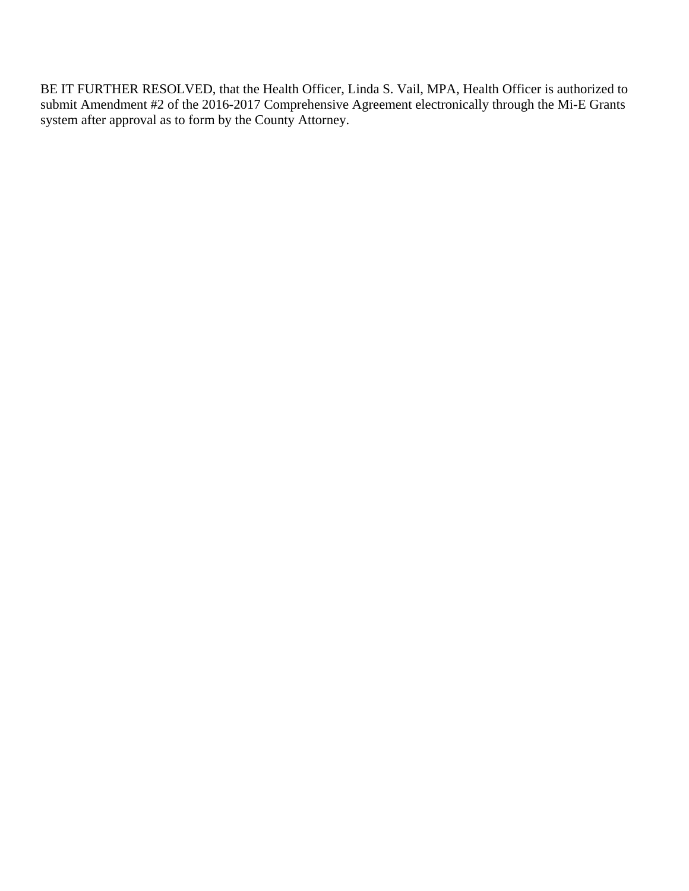BE IT FURTHER RESOLVED, that the Health Officer, Linda S. Vail, MPA, Health Officer is authorized to submit Amendment #2 of the 2016-2017 Comprehensive Agreement electronically through the Mi-E Grants system after approval as to form by the County Attorney.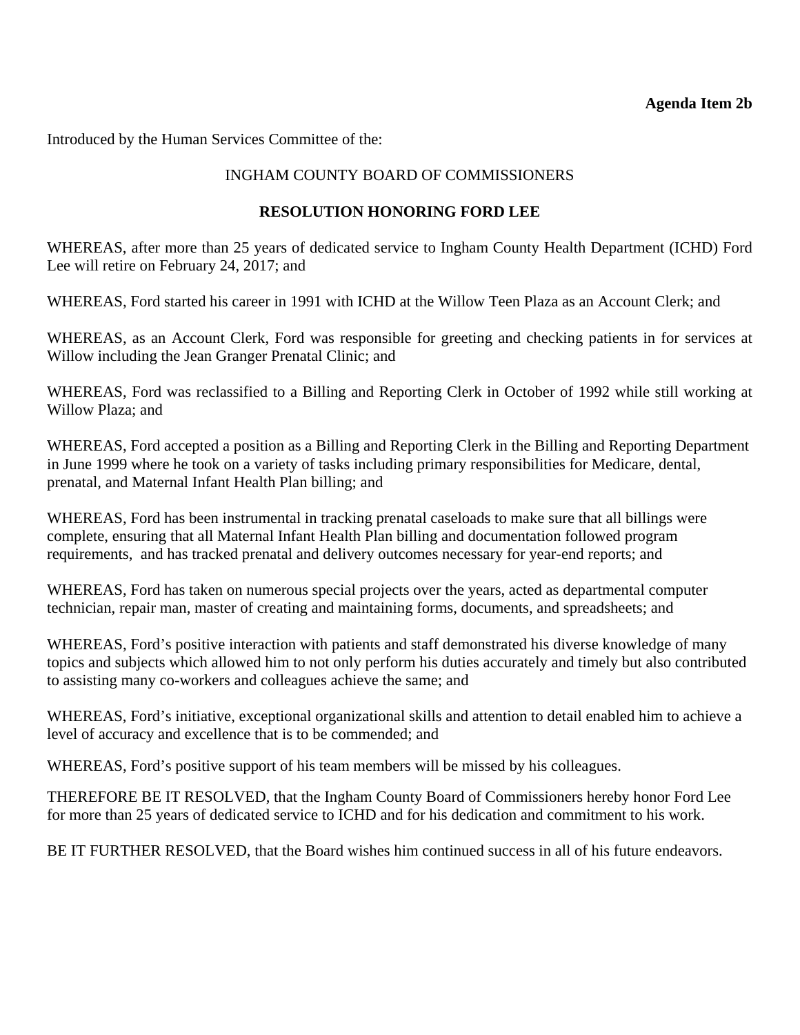**Agenda Item 2b**

Introduced by the Human Services Committee of the:

INGHAM COUNTY BOARD OF COMMISSIONERS

**RESOLUTION HONORING FORD LEE**

WHEREAS, after more than 25 years of dedicated service to Ingham County Health Department (ICHD) Ford Lee will retire on February 24, 2017; and

WHEREAS, Ford started his career in 1991 with ICHD at the Willow Teen Plaza as an Account Clerk; and

WHEREAS, as an Account Clerk, Ford was responsible for greeting and checking patients in for services at Willow including the Jean Granger Prenatal Clinic; and

WHEREAS, Ford was reclassified to a Billing and Reporting Clerk in October of 1992 while still working at Willow Plaza; and

WHEREAS, Ford accepted a position as a Billing and Reporting Clerk in the Billing and Reporting Department in June 1999 where he took on a variety of tasks including primary responsibilities for Medicare, dental, prenatal, and Maternal Infant Health Plan billing; and

WHEREAS, Ford has been instrumental in tracking prenatal caseloads to make sure that all billings were complete, ensuring that all Maternal Infant Health Plan billing and documentation followed program requirements, and has tracked prenatal and delivery outcomes necessary for year-end reports; and

WHEREAS, Ford has taken on numerous special projects over the years, acted as departmental computer technician, repair man, master of creating and maintaining forms, documents, and spreadsheets; and

WHEREAS, Ford's positive interaction with patients and staff demonstrated his diverse knowledge of many topics and subjects which allowed him to not only perform his duties accurately and timely but also contributed to assisting many co-workers and colleagues achieve the same; and

WHEREAS, Ford's initiative, exceptional organizational skills and attention to detail enabled him to achieve a level of accuracy and excellence that is to be commended; and

WHEREAS, Ford's positive support of his team members will be missed by his colleagues.

THEREFORE BE IT RESOLVED, that the Ingham County Board of Commissioners hereby honor Ford Lee for more than 25 years of dedicated service to ICHD and for his dedication and commitment to his work.

BE IT FURTHER RESOLVED, that the Board wishes him continued success in all of his future endeavors.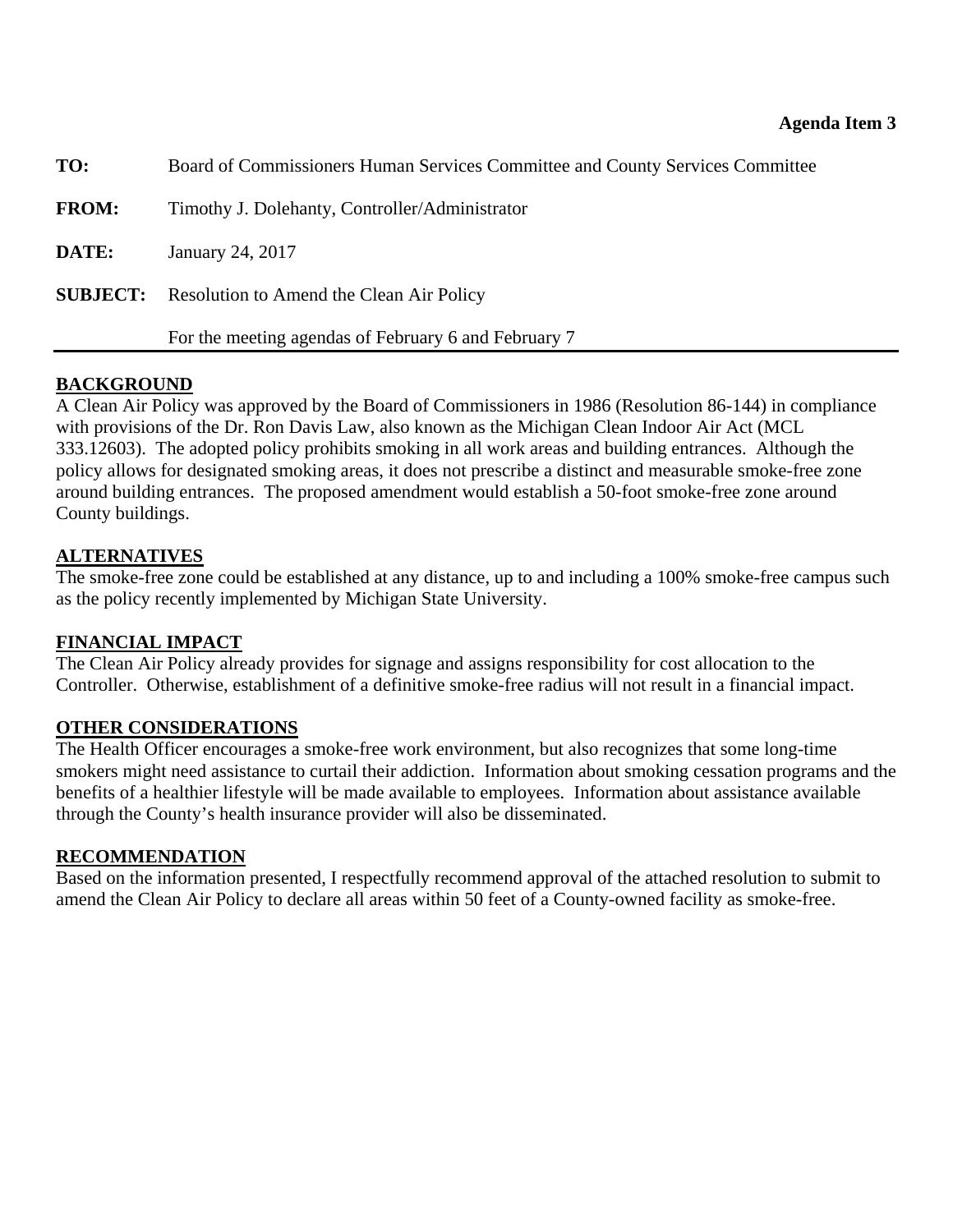**Agenda Item 3**

**TO:** Board of Commissioners Human Services Committee and County Services Committee

**FROM:** Timothy J. Dolehanty, Controller/Administrator

**DATE:** January 24, 2017

**SUBJECT:** Resolution to Amend the Clean Air Policy

For the meeting agendas of February 6 and February 7

---

## BACKGROUND

A Clean Air Policy was approved by the Board of Commissioners in 1986 (Resolution 86-144) in compliance with provisions of the Dr. Ron Davis Law, also known as the Michigan Clean Indoor Air Act (MCL 333.12603). The adopted policy prohibits smoking in all work areas and building entrances. Although the policy allows for designated smoking areas, it does not prescribe a distinct and measurable smoke-free zone around building entrances. The proposed amendment would establish a 50-foot smoke-free zone around County buildings.

## ALTERNATIVES

The smoke-free zone could be established at any distance, up to and including a 100% smoke-free campus such as the policy recently implemented by Michigan State University.

## FINANCIAL IMPACT

The Clean Air Policy already provides for signage and assigns responsibility for cost allocation to the Controller. Otherwise, establishment of a definitive smoke-free radius will not result in a financial impact.

## OTHER CONSIDERATIONS

The Health Officer encourages a smoke-free work environment, but also recognizes that some long-time smokers might need assistance to curtail their addiction. Information about smoking cessation programs and the benefits of a healthier lifestyle will be made available to employees. Information about assistance available through the County's health insurance provider will also be disseminated.

## RECOMMENDATION

Based on the information presented, I respectfully recommend approval of the attached resolution to submit to amend the Clean Air Policy to declare all areas within 50 feet of a County-owned facility as smoke-free.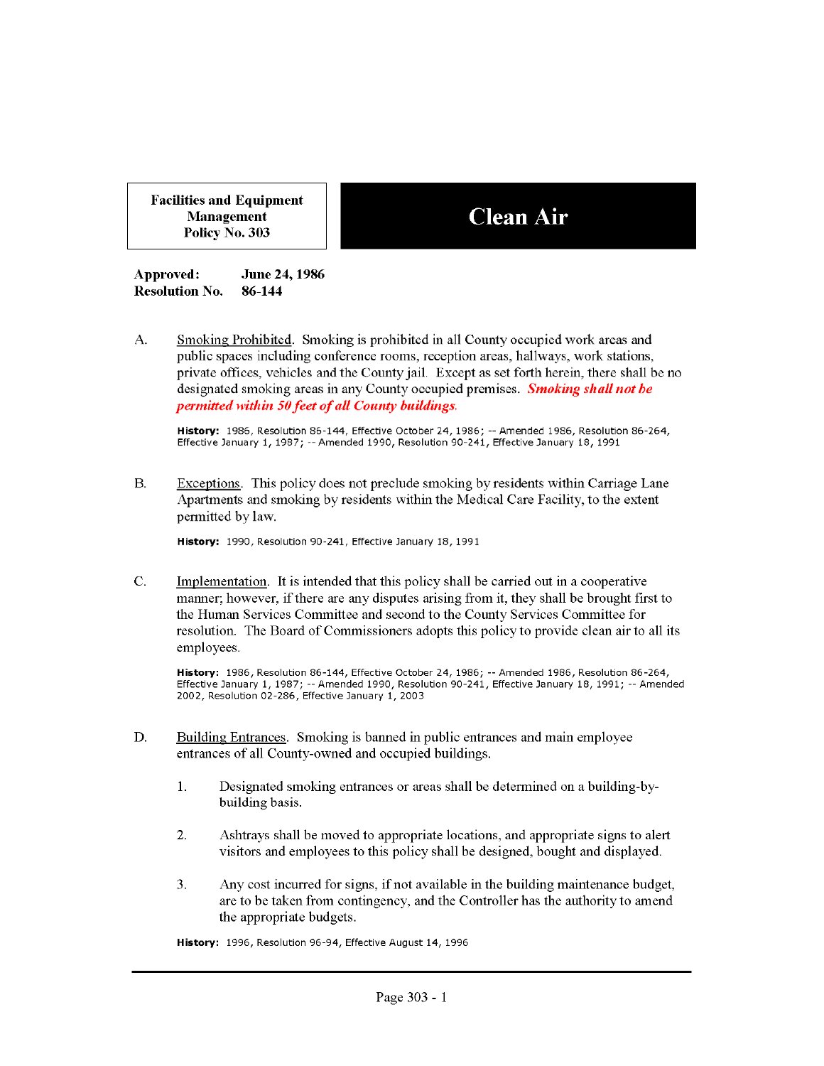**Facilities and Equipment Management Policy No. 303**

# Clean Air

**Approved:** **June 24, 1986**
**Resolution No.** **86-144**

A. Smoking Prohibited. Smoking is prohibited in all County occupied work areas and public spaces including conference rooms, reception areas, hallways, work stations, private offices, vehicles and the County jail. Except as set forth herein, there shall be no designated smoking areas in any County occupied premises. ***Smoking shall not be permitted within 50 feet of all County buildings.***

**History:** 1986, Resolution 86-144, Effective October 24, 1986; -- Amended 1986, Resolution 86-264, Effective January 1, 1987; -- Amended 1990, Resolution 90-241, Effective January 18, 1991

B. Exceptions. This policy does not preclude smoking by residents within Carriage Lane Apartments and smoking by residents within the Medical Care Facility, to the extent permitted by law.

**History:** 1990, Resolution 90-241, Effective January 18, 1991

C. Implementation. It is intended that this policy shall be carried out in a cooperative manner; however, if there are any disputes arising from it, they shall be brought first to the Human Services Committee and second to the County Services Committee for resolution. The Board of Commissioners adopts this policy to provide clean air to all its employees.

**History:** 1986, Resolution 86-144, Effective October 24, 1986; -- Amended 1986, Resolution 86-264, Effective January 1, 1987; -- Amended 1990, Resolution 90-241, Effective January 18, 1991; -- Amended 2002, Resolution 02-286, Effective January 1, 2003

D. Building Entrances. Smoking is banned in public entrances and main employee entrances of all County-owned and occupied buildings.

1. Designated smoking entrances or areas shall be determined on a building-by-building basis.

2. Ashtrays shall be moved to appropriate locations, and appropriate signs to alert visitors and employees to this policy shall be designed, bought and displayed.

3. Any cost incurred for signs, if not available in the building maintenance budget, are to be taken from contingency, and the Controller has the authority to amend the appropriate budgets.

**History:** 1996, Resolution 96-94, Effective August 14, 1996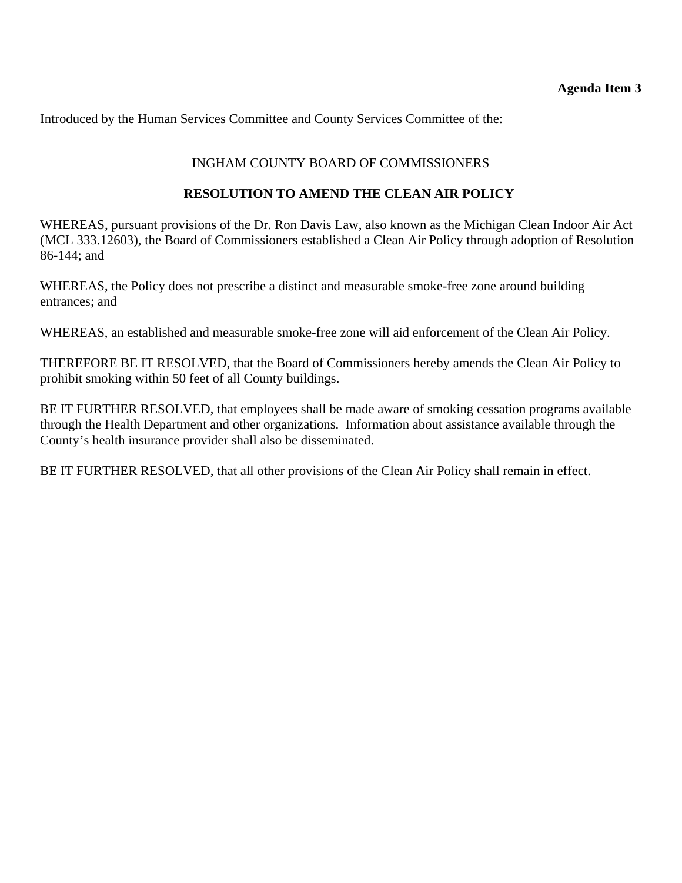**Agenda Item 3**

Introduced by the Human Services Committee and County Services Committee of the:

INGHAM COUNTY BOARD OF COMMISSIONERS

**RESOLUTION TO AMEND THE CLEAN AIR POLICY**

WHEREAS, pursuant provisions of the Dr. Ron Davis Law, also known as the Michigan Clean Indoor Air Act (MCL 333.12603), the Board of Commissioners established a Clean Air Policy through adoption of Resolution 86-144; and

WHEREAS, the Policy does not prescribe a distinct and measurable smoke-free zone around building entrances; and

WHEREAS, an established and measurable smoke-free zone will aid enforcement of the Clean Air Policy.

THEREFORE BE IT RESOLVED, that the Board of Commissioners hereby amends the Clean Air Policy to prohibit smoking within 50 feet of all County buildings.

BE IT FURTHER RESOLVED, that employees shall be made aware of smoking cessation programs available through the Health Department and other organizations. Information about assistance available through the County's health insurance provider shall also be disseminated.

BE IT FURTHER RESOLVED, that all other provisions of the Clean Air Policy shall remain in effect.